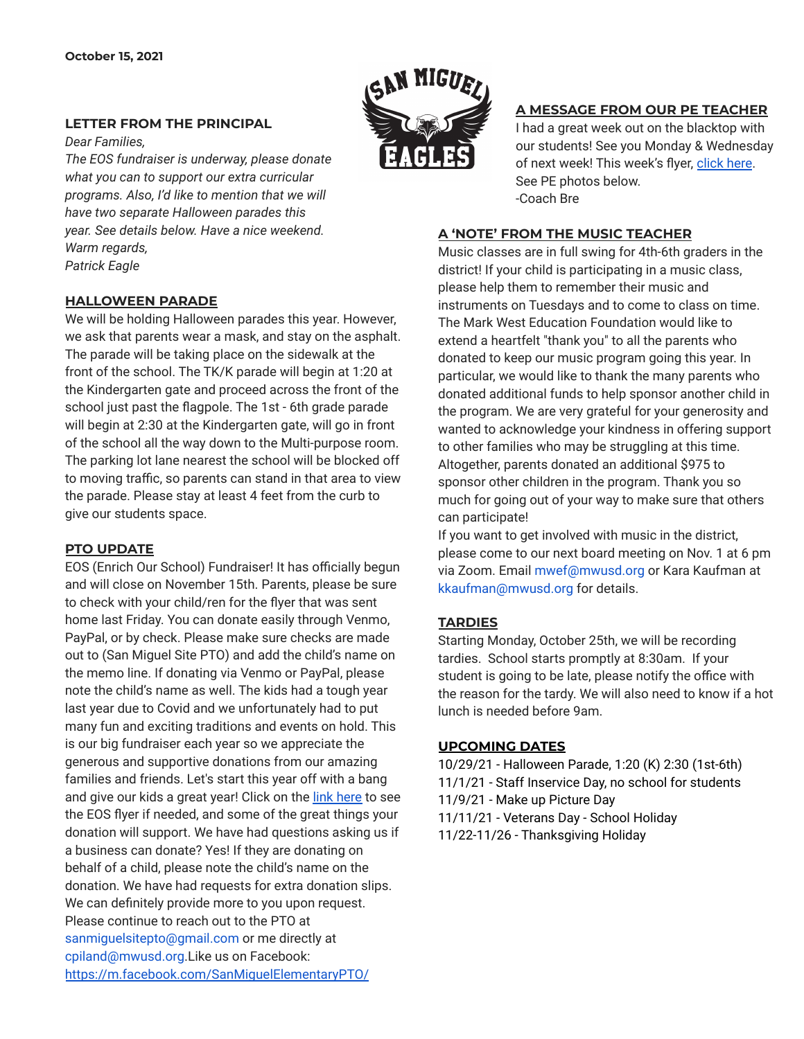**October 15, 2021**

## LETTER FROM THE PRINCIPAL

*Dear Families,*

*The EOS fundraiser is underway, please donate what you can to support our extra curricular programs. Also, I'd like to mention that we will have two separate Halloween parades this year. See details below. Have a nice weekend.*

*Warm regards,*

*Patrick Eagle*

## HALLOWEEN PARADE

We will be holding Halloween parades this year. However, we ask that parents wear a mask, and stay on the asphalt. The parade will be taking place on the sidewalk at the front of the school. The TK/K parade will begin at 1:20 at the Kindergarten gate and proceed across the front of the school just past the flagpole. The 1st - 6th grade parade will begin at 2:30 at the Kindergarten gate, will go in front of the school all the way down to the Multi-purpose room. The parking lot lane nearest the school will be blocked off to moving traffic, so parents can stand in that area to view the parade. Please stay at least 4 feet from the curb to give our students space.

## PTO UPDATE

EOS (Enrich Our School) Fundraiser! It has officially begun and will close on November 15th. Parents, please be sure to check with your child/ren for the flyer that was sent home last Friday. You can donate easily through Venmo, PayPal, or by check. Please make sure checks are made out to (San Miguel Site PTO) and add the child's name on the memo line. If donating via Venmo or PayPal, please note the child's name as well. The kids had a tough year last year due to Covid and we unfortunately had to put many fun and exciting traditions and events on hold. This is our big fundraiser each year so we appreciate the generous and supportive donations from our amazing families and friends. Let's start this year off with a bang and give our kids a great year! Click on the link here to see the EOS flyer if needed, and some of the great things your donation will support. We have had questions asking us if a business can donate? Yes! If they are donating on behalf of a child, please note the child's name on the donation. We have had requests for extra donation slips. We can definitely provide more to you upon request. Please continue to reach out to the PTO at sanmiguelsitepto@gmail.com or me directly at cpiland@mwusd.org.Like us on Facebook: https://m.facebook.com/SanMiguelElementaryPTO/

## A MESSAGE FROM OUR PE TEACHER

I had a great week out on the blacktop with our students! See you Monday & Wednesday of next week! This week's flyer, click here. See PE photos below.

-Coach Bre

## A 'NOTE' FROM THE MUSIC TEACHER

Music classes are in full swing for 4th-6th graders in the district! If your child is participating in a music class, please help them to remember their music and instruments on Tuesdays and to come to class on time. The Mark West Education Foundation would like to extend a heartfelt "thank you" to all the parents who donated to keep our music program going this year. In particular, we would like to thank the many parents who donated additional funds to help sponsor another child in the program. We are very grateful for your generosity and wanted to acknowledge your kindness in offering support to other families who may be struggling at this time. Altogether, parents donated an additional $975 to sponsor other children in the program. Thank you so much for going out of your way to make sure that others can participate!

If you want to get involved with music in the district, please come to our next board meeting on Nov. 1 at 6 pm via Zoom. Email mwef@mwusd.org or Kara Kaufman at kkaufman@mwusd.org for details.

## TARDIES

Starting Monday, October 25th, we will be recording tardies. School starts promptly at 8:30am. If your student is going to be late, please notify the office with the reason for the tardy. We will also need to know if a hot lunch is needed before 9am.

## UPCOMING DATES

10/29/21 - Halloween Parade, 1:20 (K) 2:30 (1st-6th)
11/1/21 - Staff Inservice Day, no school for students
11/9/21 - Make up Picture Day
11/11/21 - Veterans Day - School Holiday
11/22-11/26 - Thanksgiving Holiday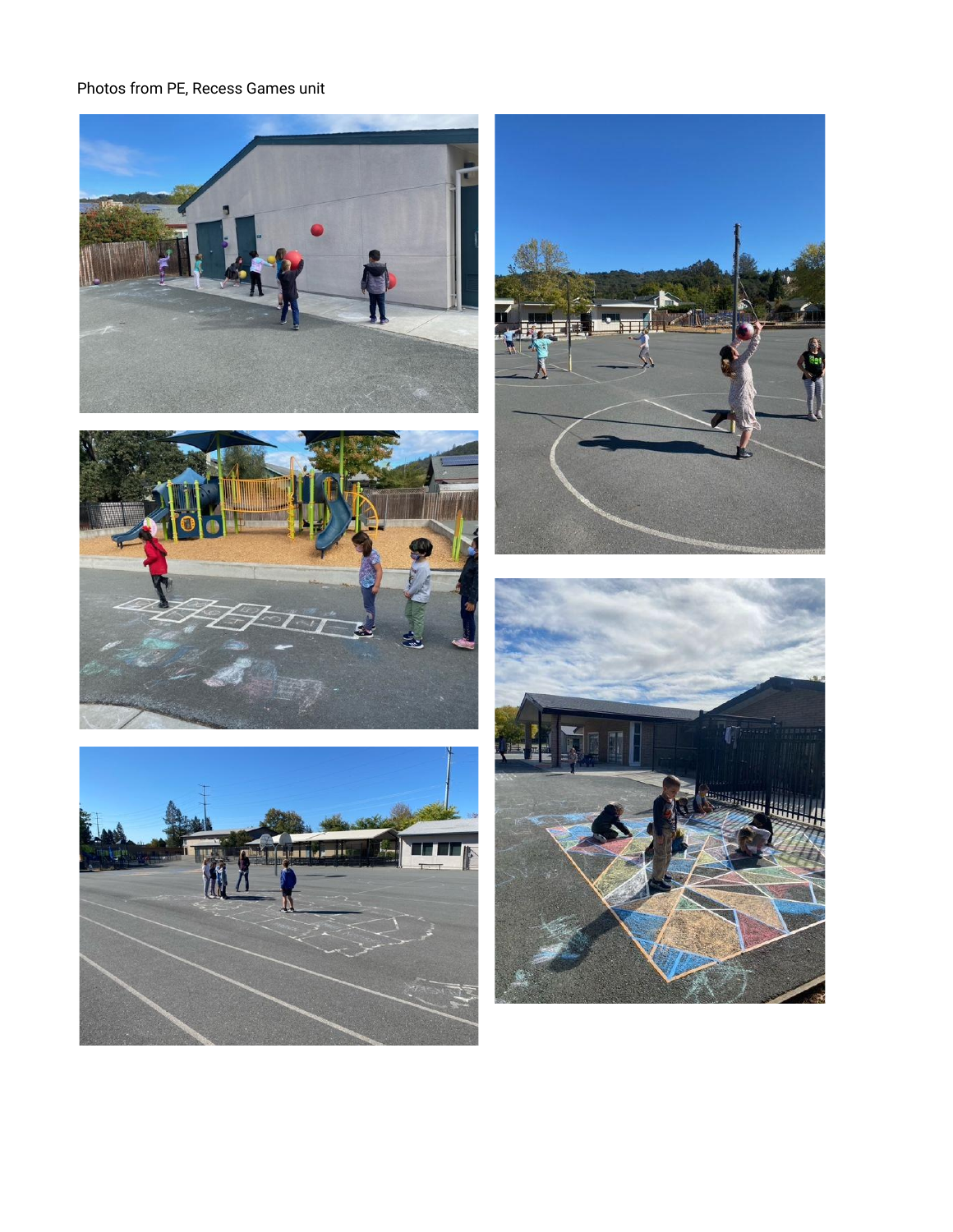Photos from PE, Recess Games unit